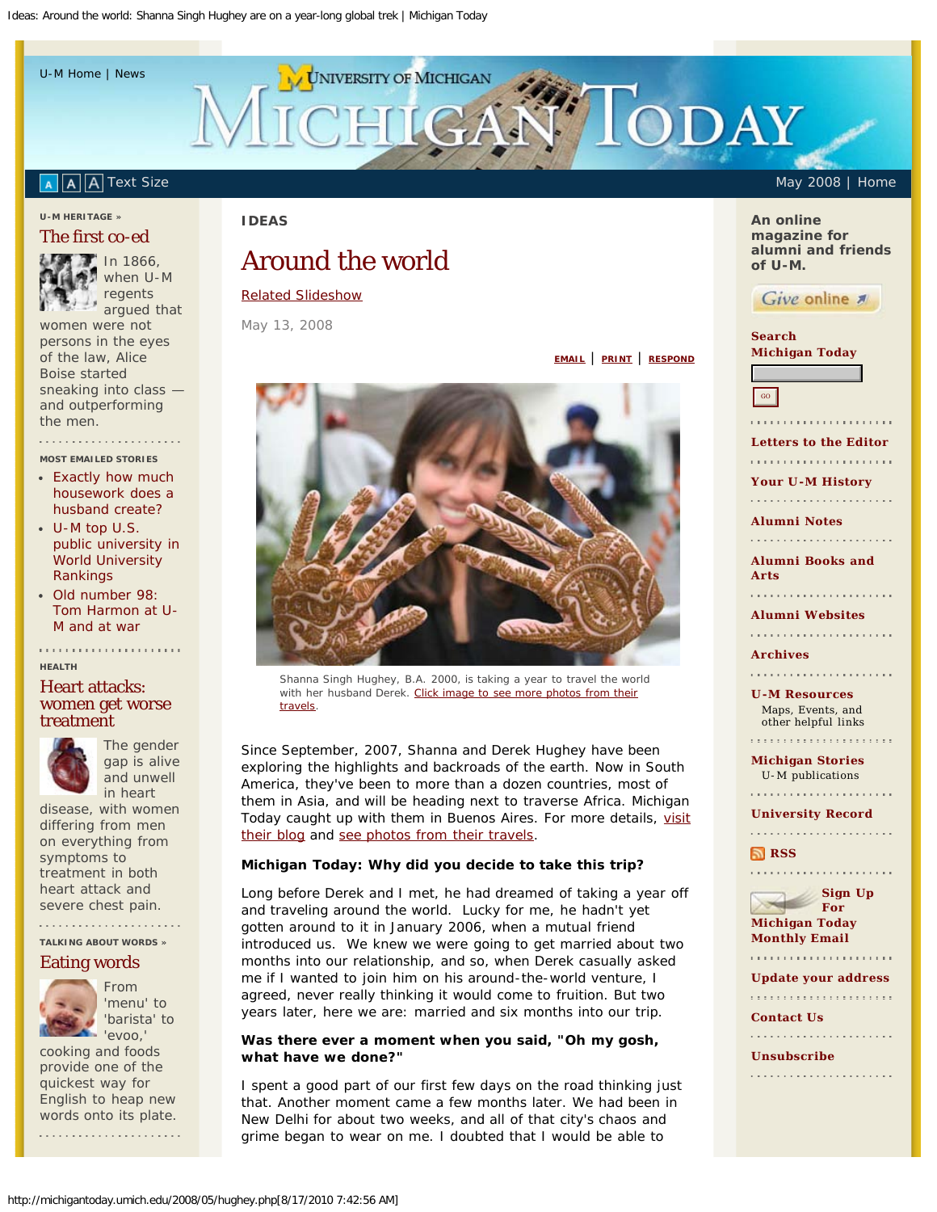U-M Home | News

# Michigan Today

Text Size

May 2008 | Home

**U-M HERITAGE »**

## The first co-ed

In 1866, when U-M regents argued that women were not persons in the eyes of the law, Alice Boise started sneaking into class — and outperforming the men.

**MOST EMAILED STORIES**

- Exactly how much housework does a husband create?
- U-M top U.S. public university in World University Rankings
- Old number 98: Tom Harmon at U-M and at war

**HEALTH**

## Heart attacks: women get worse treatment

The gender gap is alive and unwell in heart disease, with women differing from men on everything from symptoms to treatment in both heart attack and severe chest pain.

**TALKING ABOUT WORDS »**

## Eating words

From 'menu' to 'barista' to 'evoo,' cooking and foods provide one of the quickest way for English to heap new words onto its plate.

**IDEAS**

# Around the world

Related Slideshow

May 13, 2008

EMAIL | PRINT | RESPOND

Shanna Singh Hughey, B.A. 2000, is taking a year to travel the world with her husband Derek. Click image to see more photos from their travels.

Since September, 2007, Shanna and Derek Hughey have been exploring the highlights and backroads of the earth. Now in South America, they've been to more than a dozen countries, most of them in Asia, and will be heading next to traverse Africa. Michigan Today caught up with them in Buenos Aires. For more details, visit their blog and see photos from their travels.

**Michigan Today: Why did you decide to take this trip?**

Long before Derek and I met, he had dreamed of taking a year off and traveling around the world. Lucky for me, he hadn't yet gotten around to it in January 2006, when a mutual friend introduced us. We knew we were going to get married about two months into our relationship, and so, when Derek casually asked me if I wanted to join him on his around-the-world venture, I agreed, never really thinking it would come to fruition. But two years later, here we are: married and six months into our trip.

**Was there ever a moment when you said, "Oh my gosh, what have we done?"**

I spent a good part of our first few days on the road thinking just that. Another moment came a few months later. We had been in New Delhi for about two weeks, and all of that city's chaos and grime began to wear on me. I doubted that I would be able to

An online magazine for alumni and friends of U-M.

Give online

Search Michigan Today

GO

Letters to the Editor

Your U-M History

Alumni Notes

Alumni Books and Arts

Alumni Websites

Archives

U-M Resources
Maps, Events, and other helpful links

Michigan Stories
U-M publications

University Record

RSS

Sign Up For Michigan Today Monthly Email

Update your address

Contact Us

Unsubscribe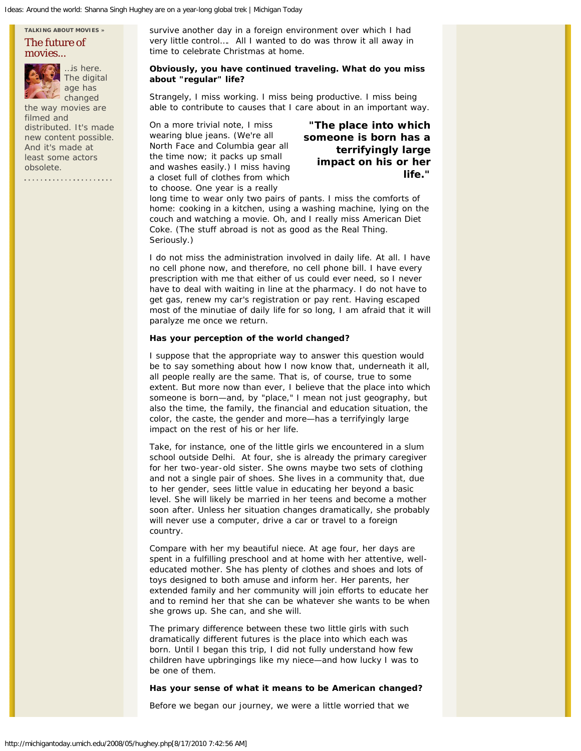TALKING ABOUT MOVIES »

The future of movies...

...is here. The digital age has changed the way movies are filmed and distributed. It's made new content possible. And it's made at least some actors obsolete.

survive another day in a foreign environment over which I had very little control.... All I wanted to do was throw it all away in time to celebrate Christmas at home.

**Obviously, you have continued traveling. What do you miss about "regular" life?**

Strangely, I miss working. I miss being productive. I miss being able to contribute to causes that I care about in an important way.

On a more trivial note, I miss wearing blue jeans. (We're all North Face and Columbia gear all the time now; it packs up small and washes easily.) I miss having a closet full of clothes from which to choose. One year is a really long time to wear only two pairs of pants. I miss the comforts of home: cooking in a kitchen, using a washing machine, lying on the couch and watching a movie. Oh, and I really miss American Diet Coke. (The stuff abroad is not as good as the Real Thing. Seriously.)

**"The place into which someone is born has a terrifyingly large impact on his or her life."**

I do not miss the administration involved in daily life. At all. I have no cell phone now, and therefore, no cell phone bill. I have every prescription with me that either of us could ever need, so I never have to deal with waiting in line at the pharmacy. I do not have to get gas, renew my car's registration or pay rent. Having escaped most of the minutiae of daily life for so long, I am afraid that it will paralyze me once we return.

**Has your perception of the world changed?**

I suppose that the appropriate way to answer this question would be to say something about how I now know that, underneath it all, all people really are the same. That is, of course, true to some extent. But more now than ever, I believe that the place into which someone is born—and, by "place," I mean not just geography, but also the time, the family, the financial and education situation, the color, the caste, the gender and more—has a terrifyingly large impact on the rest of his or her life.

Take, for instance, one of the little girls we encountered in a slum school outside Delhi. At four, she is already the primary caregiver for her two-year-old sister. She owns maybe two sets of clothing and not a single pair of shoes. She lives in a community that, due to her gender, sees little value in educating her beyond a basic level. She will likely be married in her teens and become a mother soon after. Unless her situation changes dramatically, she probably will never use a computer, drive a car or travel to a foreign country.

Compare with her my beautiful niece. At age four, her days are spent in a fulfilling preschool and at home with her attentive, well-educated mother. She has plenty of clothes and shoes and lots of toys designed to both amuse and inform her. Her parents, her extended family and her community will join efforts to educate her and to remind her that she can be whatever she wants to be when she grows up. She can, and she will.

The primary difference between these two little girls with such dramatically different futures is the place into which each was born. Until I began this trip, I did not fully understand how few children have upbringings like my niece—and how lucky I was to be one of them.

**Has your sense of what it means to be American changed?**

Before we began our journey, we were a little worried that we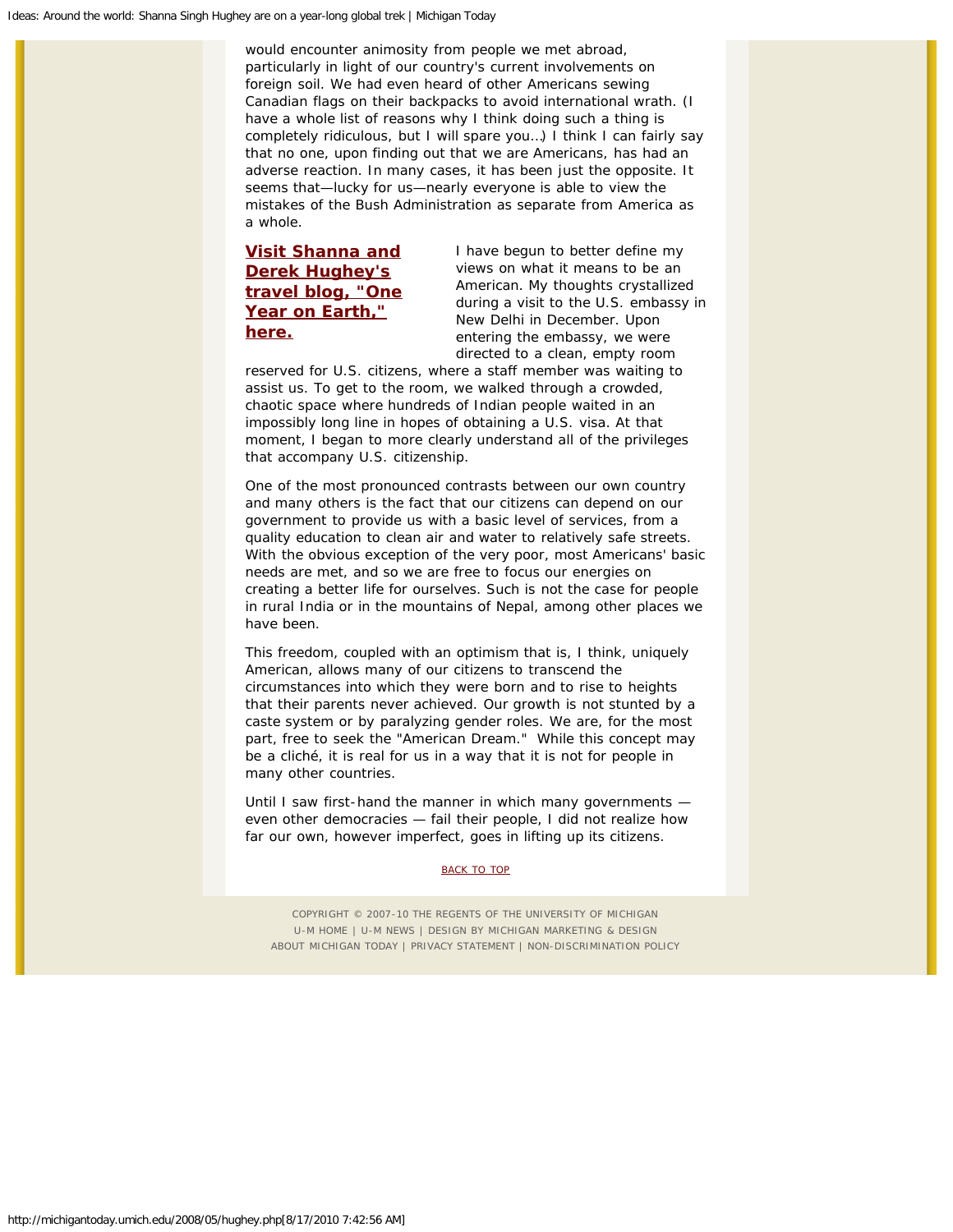would encounter animosity from people we met abroad, particularly in light of our country's current involvements on foreign soil. We had even heard of other Americans sewing Canadian flags on their backpacks to avoid international wrath. (I have a whole list of reasons why I think doing such a thing is completely ridiculous, but I will spare you…) I think I can fairly say that no one, upon finding out that we are Americans, has had an adverse reaction. In many cases, it has been just the opposite. It seems that—lucky for us—nearly everyone is able to view the mistakes of the Bush Administration as separate from America as a whole.

**[Visit Shanna and Derek Hughey's travel blog, "One Year on Earth," here.]**

I have begun to better define my views on what it means to be an American. My thoughts crystallized during a visit to the U.S. embassy in New Delhi in December. Upon entering the embassy, we were directed to a clean, empty room reserved for U.S. citizens, where a staff member was waiting to assist us. To get to the room, we walked through a crowded, chaotic space where hundreds of Indian people waited in an impossibly long line in hopes of obtaining a U.S. visa. At that moment, I began to more clearly understand all of the privileges that accompany U.S. citizenship.

One of the most pronounced contrasts between our own country and many others is the fact that our citizens can depend on our government to provide us with a basic level of services, from a quality education to clean air and water to relatively safe streets. With the obvious exception of the very poor, most Americans' basic needs are met, and so we are free to focus our energies on creating a better life for ourselves. Such is not the case for people in rural India or in the mountains of Nepal, among other places we have been.

This freedom, coupled with an optimism that is, I think, uniquely American, allows many of our citizens to transcend the circumstances into which they were born and to rise to heights that their parents never achieved. Our growth is not stunted by a caste system or by paralyzing gender roles. We are, for the most part, free to seek the "American Dream." While this concept may be a cliché, it is real for us in a way that it is not for people in many other countries.

Until I saw first-hand the manner in which many governments — even other democracies — fail their people, I did not realize how far our own, however imperfect, goes in lifting up its citizens.

BACK TO TOP

COPYRIGHT © 2007-10 THE REGENTS OF THE UNIVERSITY OF MICHIGAN
U-M HOME | U-M NEWS | DESIGN BY MICHIGAN MARKETING & DESIGN
ABOUT MICHIGAN TODAY | PRIVACY STATEMENT | NON-DISCRIMINATION POLICY